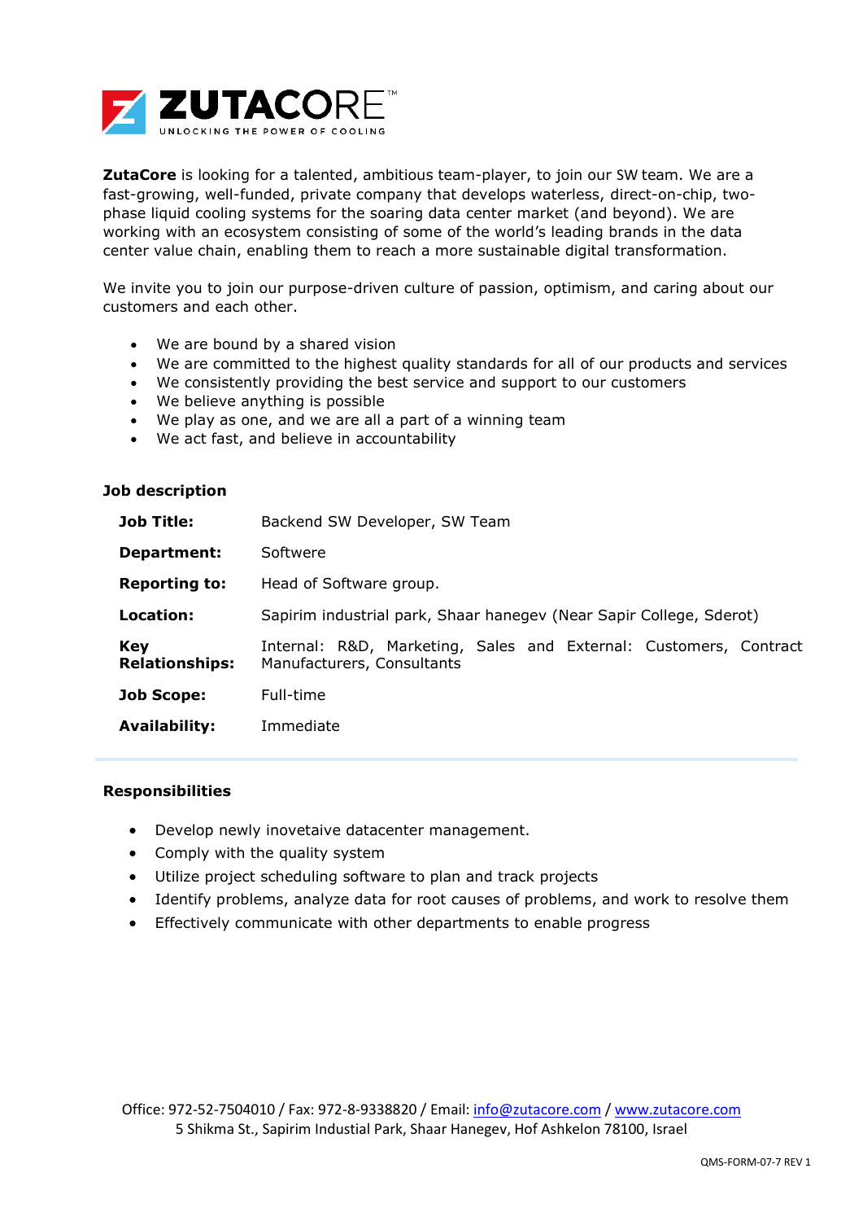**ZUTACORE™**
UNLOCKING THE POWER OF COOLING

**ZutaCore** is looking for a talented, ambitious team-player, to join our SW team. We are a fast-growing, well-funded, private company that develops waterless, direct-on-chip, two-phase liquid cooling systems for the soaring data center market (and beyond). We are working with an ecosystem consisting of some of the world's leading brands in the data center value chain, enabling them to reach a more sustainable digital transformation.

We invite you to join our purpose-driven culture of passion, optimism, and caring about our customers and each other.

- We are bound by a shared vision
- We are committed to the highest quality standards for all of our products and services
- We consistently providing the best service and support to our customers
- We believe anything is possible
- We play as one, and we are all a part of a winning team
- We act fast, and believe in accountability

### Job description

| | |
|---|---|
| **Job Title:** | Backend SW Developer, SW Team |
| **Department:** | Softwere |
| **Reporting to:** | Head of Software group. |
| **Location:** | Sapirim industrial park, Shaar hanegev (Near Sapir College, Sderot) |
| **Key Relationships:** | Internal: R&D, Marketing, Sales and External: Customers, Contract Manufacturers, Consultants |
| **Job Scope:** | Full-time |
| **Availability:** | Immediate |

### Responsibilities

- Develop newly inovetaive datacenter management.
- Comply with the quality system
- Utilize project scheduling software to plan and track projects
- Identify problems, analyze data for root causes of problems, and work to resolve them
- Effectively communicate with other departments to enable progress

Office: 972-52-7504010 / Fax: 972-8-9338820 / Email: info@zutacore.com / www.zutacore.com
5 Shikma St., Sapirim Industial Park, Shaar Hanegev, Hof Ashkelon 78100, Israel

QMS-FORM-07-7 REV 1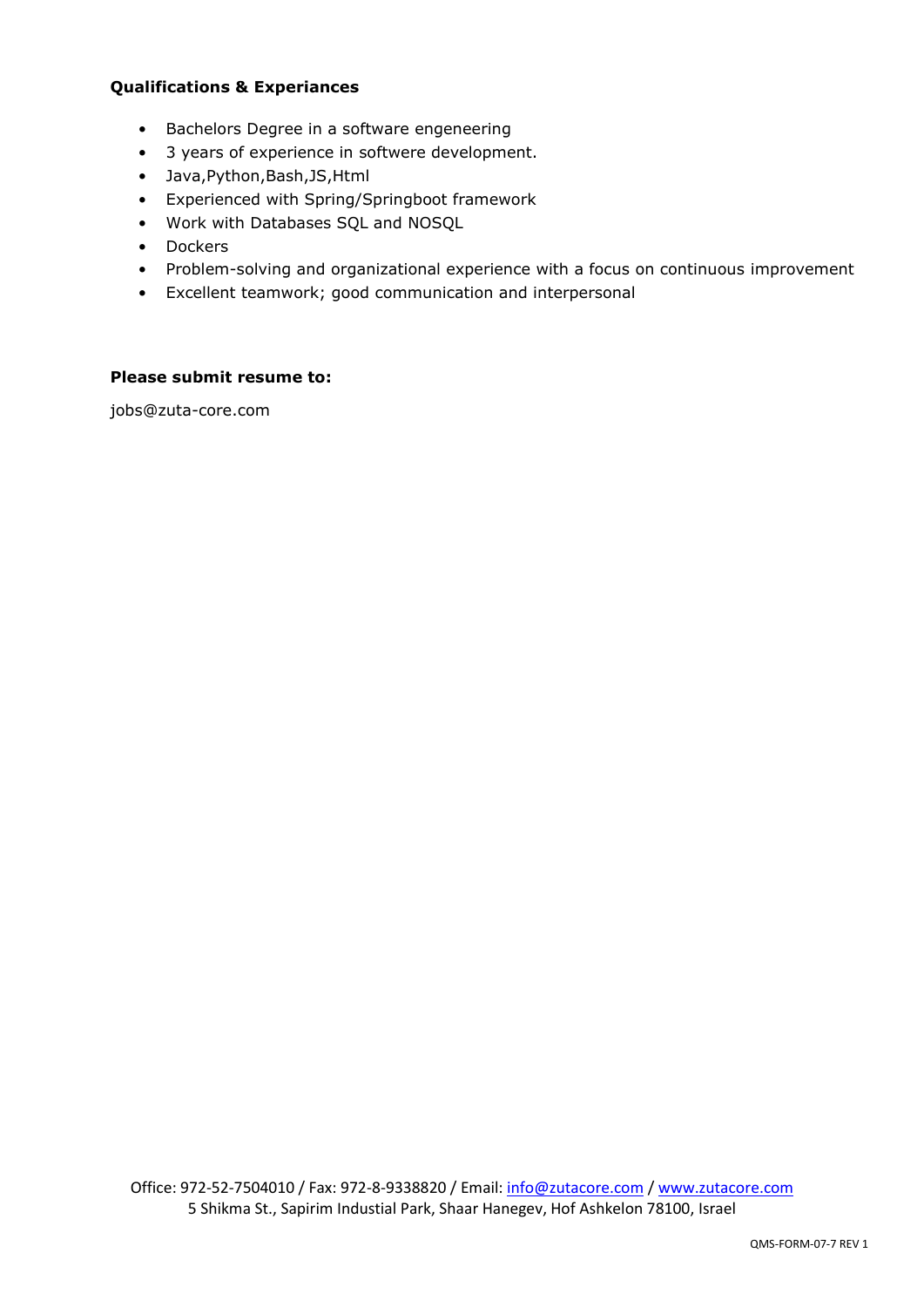**Qualifications & Experiances**

- Bachelors Degree in a software engeneering
- 3 years of experience in softwere development.
- Java,Python,Bash,JS,Html
- Experienced with Spring/Springboot framework
- Work with Databases SQL and NOSQL
- Dockers
- Problem-solving and organizational experience with a focus on continuous improvement
- Excellent teamwork; good communication and interpersonal

**Please submit resume to:**

jobs@zuta-core.com